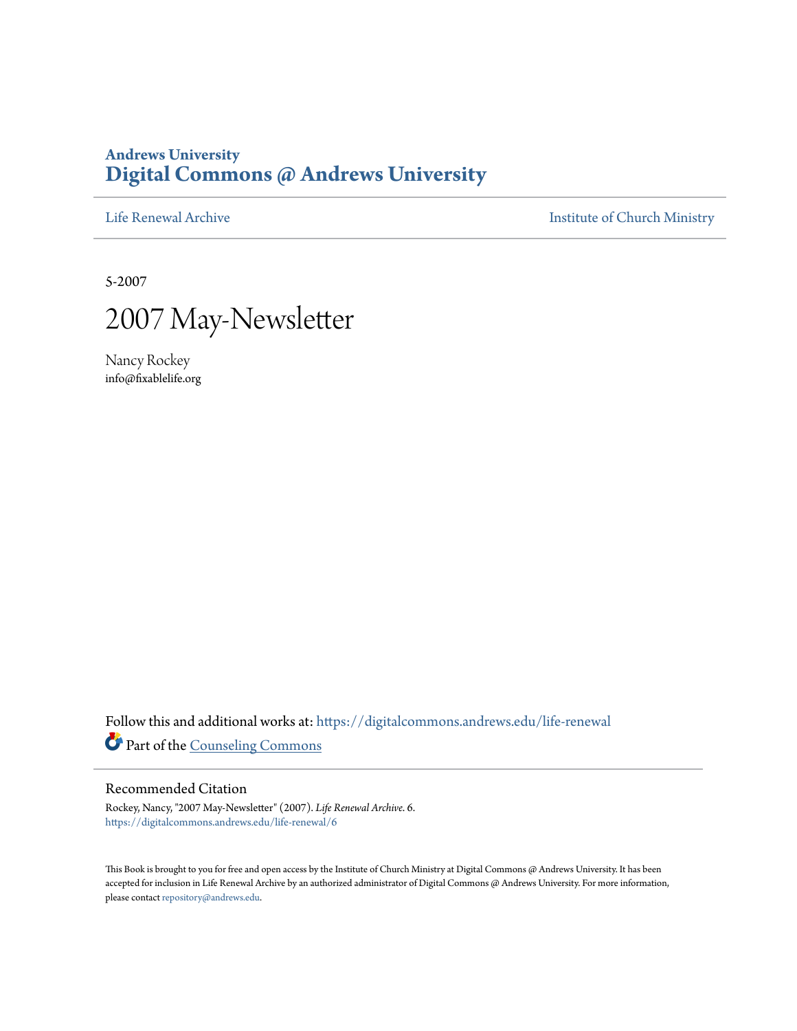Andrews University
# Digital Commons @ Andrews University

Life Renewal Archive | Institute of Church Ministry

5-2007

# 2007 May-Newsletter

Nancy Rockey
info@fixablelife.org

Follow this and additional works at: https://digitalcommons.andrews.edu/life-renewal

Part of the Counseling Commons

## Recommended Citation

Rockey, Nancy, "2007 May-Newsletter" (2007). *Life Renewal Archive*. 6.
https://digitalcommons.andrews.edu/life-renewal/6

This Book is brought to you for free and open access by the Institute of Church Ministry at Digital Commons @ Andrews University. It has been accepted for inclusion in Life Renewal Archive by an authorized administrator of Digital Commons @ Andrews University. For more information, please contact repository@andrews.edu.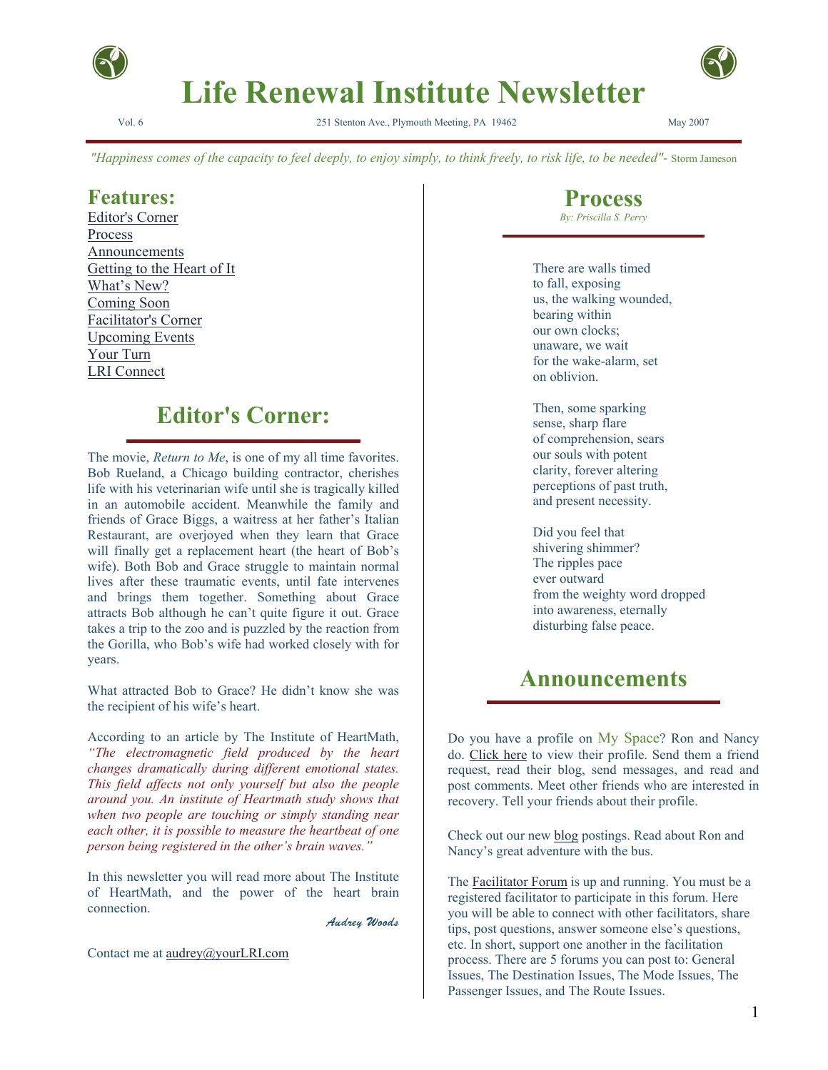# Life Renewal Institute Newsletter

Vol. 6 — 251 Stenton Ave., Plymouth Meeting, PA 19462 — May 2007

*"Happiness comes of the capacity to feel deeply, to enjoy simply, to think freely, to risk life, to be needed"*- Storm Jameson

## Features:

- Editor's Corner
- Process
- Announcements
- Getting to the Heart of It
- What's New?
- Coming Soon
- Facilitator's Corner
- Upcoming Events
- Your Turn
- LRI Connect

## Editor's Corner:

The movie, *Return to Me*, is one of my all time favorites. Bob Rueland, a Chicago building contractor, cherishes life with his veterinarian wife until she is tragically killed in an automobile accident. Meanwhile the family and friends of Grace Biggs, a waitress at her father's Italian Restaurant, are overjoyed when they learn that Grace will finally get a replacement heart (the heart of Bob's wife). Both Bob and Grace struggle to maintain normal lives after these traumatic events, until fate intervenes and brings them together. Something about Grace attracts Bob although he can't quite figure it out. Grace takes a trip to the zoo and is puzzled by the reaction from the Gorilla, who Bob's wife had worked closely with for years.

What attracted Bob to Grace? He didn't know she was the recipient of his wife's heart.

According to an article by The Institute of HeartMath, *"The electromagnetic field produced by the heart changes dramatically during different emotional states. This field affects not only yourself but also the people around you. An institute of Heartmath study shows that when two people are touching or simply standing near each other, it is possible to measure the heartbeat of one person being registered in the other's brain waves."*

In this newsletter you will read more about The Institute of HeartMath, and the power of the heart brain connection.

*Audrey Woods*

Contact me at audrey@yourLRI.com

## Process

*By: Priscilla S. Perry*

There are walls timed
to fall, exposing
us, the walking wounded,
bearing within
our own clocks;
unaware, we wait
for the wake-alarm, set
on oblivion.

Then, some sparking
sense, sharp flare
of comprehension, sears
our souls with potent
clarity, forever altering
perceptions of past truth,
and present necessity.

Did you feel that
shivering shimmer?
The ripples pace
ever outward
from the weighty word dropped
into awareness, eternally
disturbing false peace.

## Announcements

Do you have a profile on My Space? Ron and Nancy do. Click here to view their profile. Send them a friend request, read their blog, send messages, and read and post comments. Meet other friends who are interested in recovery. Tell your friends about their profile.

Check out our new blog postings. Read about Ron and Nancy's great adventure with the bus.

The Facilitator Forum is up and running. You must be a registered facilitator to participate in this forum. Here you will be able to connect with other facilitators, share tips, post questions, answer someone else's questions, etc. In short, support one another in the facilitation process. There are 5 forums you can post to: General Issues, The Destination Issues, The Mode Issues, The Passenger Issues, and The Route Issues.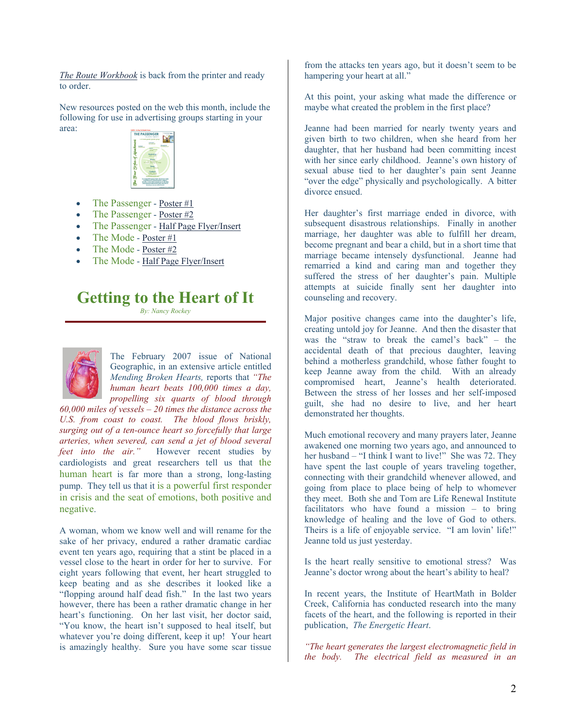*The Route Workbook* is back from the printer and ready to order.

New resources posted on the web this month, include the following for use in advertising groups starting in your area:

- The Passenger - Poster #1
- The Passenger - Poster #2
- The Passenger - Half Page Flyer/Insert
- The Mode - Poster #1
- The Mode - Poster #2
- The Mode - Half Page Flyer/Insert

# Getting to the Heart of It

*By: Nancy Rockey*

The February 2007 issue of National Geographic, in an extensive article entitled *Mending Broken Hearts,* reports that *"The human heart beats 100,000 times a day, propelling six quarts of blood through 60,000 miles of vessels – 20 times the distance across the U.S. from coast to coast. The blood flows briskly, surging out of a ten-ounce heart so forcefully that large arteries, when severed, can send a jet of blood several feet into the air."* However recent studies by cardiologists and great researchers tell us that the human heart is far more than a strong, long-lasting pump. They tell us that it is a powerful first responder in crisis and the seat of emotions, both positive and negative.

A woman, whom we know well and will rename for the sake of her privacy, endured a rather dramatic cardiac event ten years ago, requiring that a stint be placed in a vessel close to the heart in order for her to survive. For eight years following that event, her heart struggled to keep beating and as she describes it looked like a "flopping around half dead fish." In the last two years however, there has been a rather dramatic change in her heart's functioning. On her last visit, her doctor said, "You know, the heart isn't supposed to heal itself, but whatever you're doing different, keep it up! Your heart is amazingly healthy. Sure you have some scar tissue from the attacks ten years ago, but it doesn't seem to be hampering your heart at all."

At this point, your asking what made the difference or maybe what created the problem in the first place?

Jeanne had been married for nearly twenty years and given birth to two children, when she heard from her daughter, that her husband had been committing incest with her since early childhood. Jeanne's own history of sexual abuse tied to her daughter's pain sent Jeanne "over the edge" physically and psychologically. A bitter divorce ensued.

Her daughter's first marriage ended in divorce, with subsequent disastrous relationships. Finally in another marriage, her daughter was able to fulfill her dream, become pregnant and bear a child, but in a short time that marriage became intensely dysfunctional. Jeanne had remarried a kind and caring man and together they suffered the stress of her daughter's pain. Multiple attempts at suicide finally sent her daughter into counseling and recovery.

Major positive changes came into the daughter's life, creating untold joy for Jeanne. And then the disaster that was the "straw to break the camel's back" – the accidental death of that precious daughter, leaving behind a motherless grandchild, whose father fought to keep Jeanne away from the child. With an already compromised heart, Jeanne's health deteriorated. Between the stress of her losses and her self-imposed guilt, she had no desire to live, and her heart demonstrated her thoughts.

Much emotional recovery and many prayers later, Jeanne awakened one morning two years ago, and announced to her husband – "I think I want to live!" She was 72. They have spent the last couple of years traveling together, connecting with their grandchild whenever allowed, and going from place to place being of help to whomever they meet. Both she and Tom are Life Renewal Institute facilitators who have found a mission – to bring knowledge of healing and the love of God to others. Theirs is a life of enjoyable service. "I am lovin' life!" Jeanne told us just yesterday.

Is the heart really sensitive to emotional stress? Was Jeanne's doctor wrong about the heart's ability to heal?

In recent years, the Institute of HeartMath in Bolder Creek, California has conducted research into the many facets of the heart, and the following is reported in their publication, *The Energetic Heart*.

*"The heart generates the largest electromagnetic field in the body. The electrical field as measured in an*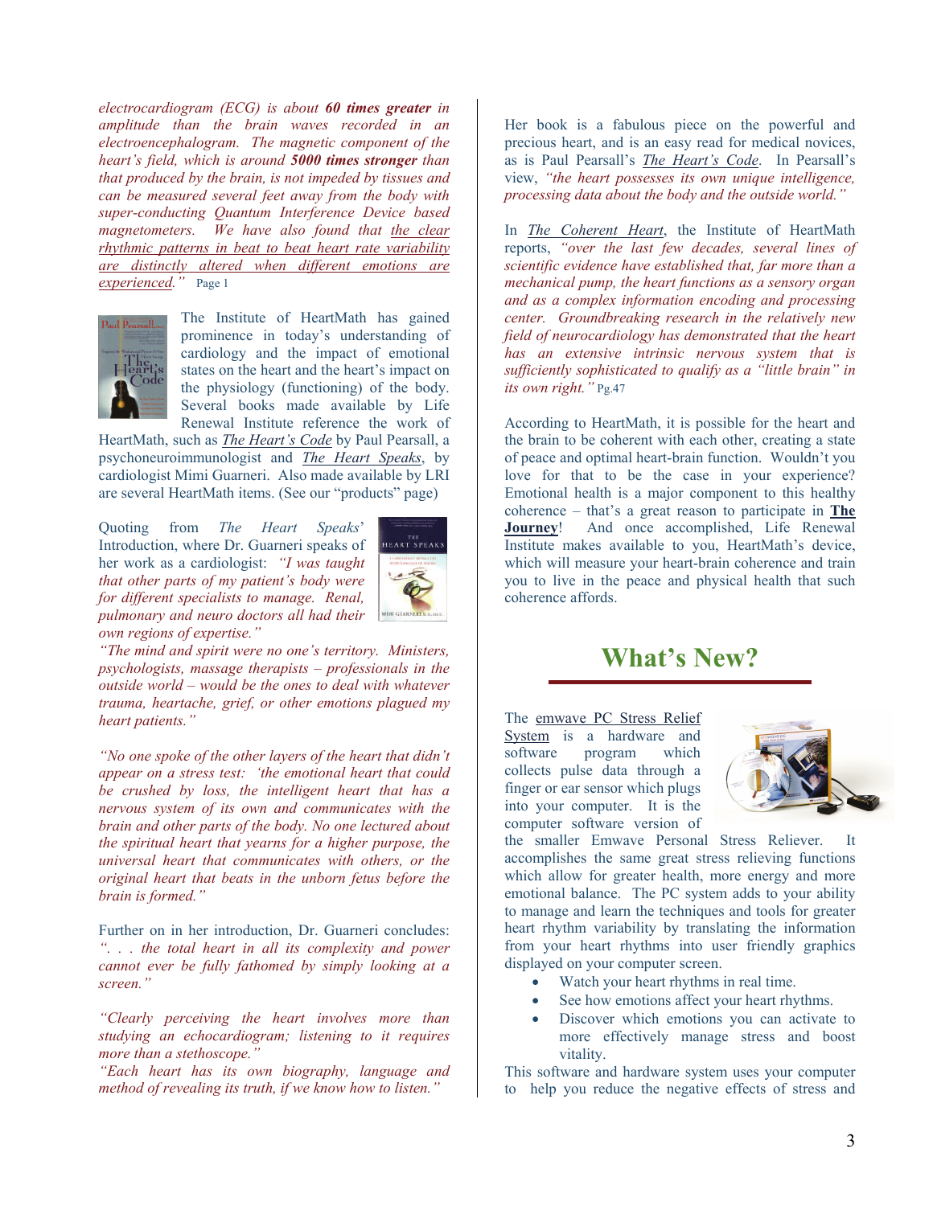*electrocardiogram (ECG) is about **60 times greater** in amplitude than the brain waves recorded in an electroencephalogram. The magnetic component of the heart's field, which is around **5000 times stronger** than that produced by the brain, is not impeded by tissues and can be measured several feet away from the body with super-conducting Quantum Interference Device based magnetometers. We have also found that the clear rhythmic patterns in beat to beat heart rate variability are distinctly altered when different emotions are experienced."* Page 1

The Institute of HeartMath has gained prominence in today's understanding of cardiology and the impact of emotional states on the heart and the heart's impact on the physiology (functioning) of the body. Several books made available by Life Renewal Institute reference the work of HeartMath, such as *The Heart's Code* by Paul Pearsall, a psychoneuroimmunologist and *The Heart Speaks*, by cardiologist Mimi Guarneri. Also made available by LRI are several HeartMath items. (See our "products" page)

Quoting from *The Heart Speaks*' Introduction, where Dr. Guarneri speaks of her work as a cardiologist: *"I was taught that other parts of my patient's body were for different specialists to manage. Renal, pulmonary and neuro doctors all had their own regions of expertise."*

*"The mind and spirit were no one's territory. Ministers, psychologists, massage therapists – professionals in the outside world – would be the ones to deal with whatever trauma, heartache, grief, or other emotions plagued my heart patients."*

*"No one spoke of the other layers of the heart that didn't appear on a stress test: 'the emotional heart that could be crushed by loss, the intelligent heart that has a nervous system of its own and communicates with the brain and other parts of the body. No one lectured about the spiritual heart that yearns for a higher purpose, the universal heart that communicates with others, or the original heart that beats in the unborn fetus before the brain is formed."*

Further on in her introduction, Dr. Guarneri concludes: *". . . the total heart in all its complexity and power cannot ever be fully fathomed by simply looking at a screen."*

*"Clearly perceiving the heart involves more than studying an echocardiogram; listening to it requires more than a stethoscope."*
*"Each heart has its own biography, language and method of revealing its truth, if we know how to listen."*

Her book is a fabulous piece on the powerful and precious heart, and is an easy read for medical novices, as is Paul Pearsall's *The Heart's Code*. In Pearsall's view, *"the heart possesses its own unique intelligence, processing data about the body and the outside world."*

In *The Coherent Heart*, the Institute of HeartMath reports, *"over the last few decades, several lines of scientific evidence have established that, far more than a mechanical pump, the heart functions as a sensory organ and as a complex information encoding and processing center. Groundbreaking research in the relatively new field of neurocardiology has demonstrated that the heart has an extensive intrinsic nervous system that is sufficiently sophisticated to qualify as a "little brain" in its own right."* Pg.47

According to HeartMath, it is possible for the heart and the brain to be coherent with each other, creating a state of peace and optimal heart-brain function. Wouldn't you love for that to be the case in your experience? Emotional health is a major component to this healthy coherence – that's a great reason to participate in **The Journey**! And once accomplished, Life Renewal Institute makes available to you, HeartMath's device, which will measure your heart-brain coherence and train you to live in the peace and physical health that such coherence affords.

## What's New?

The emwave PC Stress Relief System is a hardware and software program which collects pulse data through a finger or ear sensor which plugs into your computer. It is the computer software version of the smaller Emwave Personal Stress Reliever. It accomplishes the same great stress relieving functions which allow for greater health, more energy and more emotional balance. The PC system adds to your ability to manage and learn the techniques and tools for greater heart rhythm variability by translating the information from your heart rhythms into user friendly graphics displayed on your computer screen.

- Watch your heart rhythms in real time.
- See how emotions affect your heart rhythms.
- Discover which emotions you can activate to more effectively manage stress and boost vitality.

This software and hardware system uses your computer to help you reduce the negative effects of stress and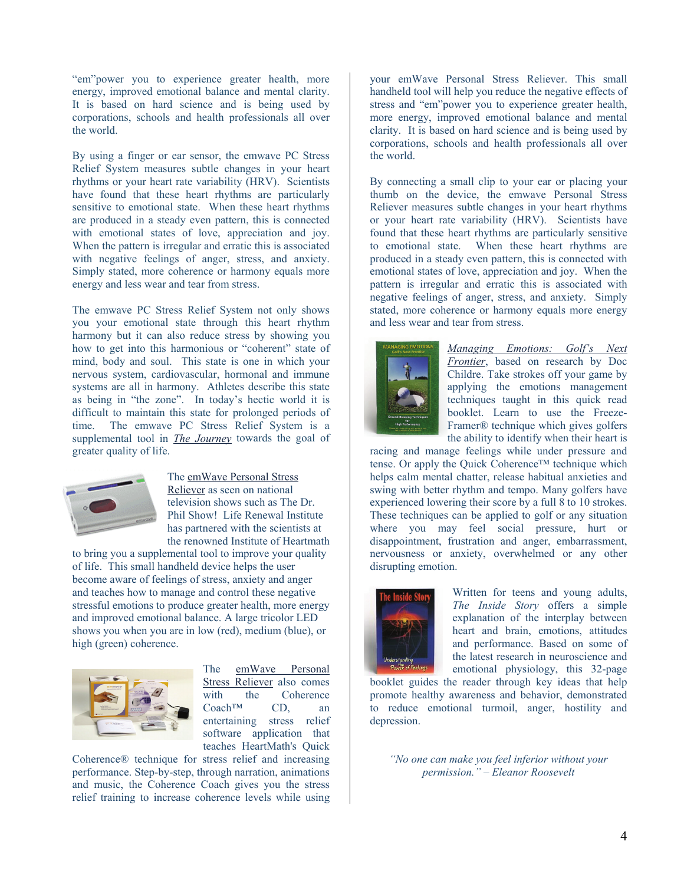"em"power you to experience greater health, more energy, improved emotional balance and mental clarity. It is based on hard science and is being used by corporations, schools and health professionals all over the world.

By using a finger or ear sensor, the emwave PC Stress Relief System measures subtle changes in your heart rhythms or your heart rate variability (HRV). Scientists have found that these heart rhythms are particularly sensitive to emotional state. When these heart rhythms are produced in a steady even pattern, this is connected with emotional states of love, appreciation and joy. When the pattern is irregular and erratic this is associated with negative feelings of anger, stress, and anxiety. Simply stated, more coherence or harmony equals more energy and less wear and tear from stress.

The emwave PC Stress Relief System not only shows you your emotional state through this heart rhythm harmony but it can also reduce stress by showing you how to get into this harmonious or "coherent" state of mind, body and soul. This state is one in which your nervous system, cardiovascular, hormonal and immune systems are all in harmony. Athletes describe this state as being in "the zone". In today's hectic world it is difficult to maintain this state for prolonged periods of time. The emwave PC Stress Relief System is a supplemental tool in *The Journey* towards the goal of greater quality of life.

The emWave Personal Stress Reliever as seen on national television shows such as The Dr. Phil Show! Life Renewal Institute has partnered with the scientists at the renowned Institute of Heartmath to bring you a supplemental tool to improve your quality of life. This small handheld device helps the user become aware of feelings of stress, anxiety and anger and teaches how to manage and control these negative stressful emotions to produce greater health, more energy and improved emotional balance. A large tricolor LED shows you when you are in low (red), medium (blue), or high (green) coherence.

The emWave Personal Stress Reliever also comes with the Coherence Coach™ CD, an entertaining stress relief software application that teaches HeartMath's Quick Coherence® technique for stress relief and increasing performance. Step-by-step, through narration, animations and music, the Coherence Coach gives you the stress relief training to increase coherence levels while using your emWave Personal Stress Reliever. This small handheld tool will help you reduce the negative effects of stress and "em"power you to experience greater health, more energy, improved emotional balance and mental clarity. It is based on hard science and is being used by corporations, schools and health professionals all over the world.

By connecting a small clip to your ear or placing your thumb on the device, the emwave Personal Stress Reliever measures subtle changes in your heart rhythms or your heart rate variability (HRV). Scientists have found that these heart rhythms are particularly sensitive to emotional state. When these heart rhythms are produced in a steady even pattern, this is connected with emotional states of love, appreciation and joy. When the pattern is irregular and erratic this is associated with negative feelings of anger, stress, and anxiety. Simply stated, more coherence or harmony equals more energy and less wear and tear from stress.

*Managing Emotions: Golf's Next Frontier*, based on research by Doc Childre. Take strokes off your game by applying the emotions management techniques taught in this quick read booklet. Learn to use the Freeze-Framer® technique which gives golfers the ability to identify when their heart is racing and manage feelings while under pressure and tense. Or apply the Quick Coherence™ technique which helps calm mental chatter, release habitual anxieties and swing with better rhythm and tempo. Many golfers have experienced lowering their score by a full 8 to 10 strokes. These techniques can be applied to golf or any situation where you may feel social pressure, hurt or disappointment, frustration and anger, embarrassment, nervousness or anxiety, overwhelmed or any other disrupting emotion.

Written for teens and young adults, *The Inside Story* offers a simple explanation of the interplay between heart and brain, emotions, attitudes and performance. Based on some of the latest research in neuroscience and emotional physiology, this 32-page booklet guides the reader through key ideas that help promote healthy awareness and behavior, demonstrated to reduce emotional turmoil, anger, hostility and depression.

*"No one can make you feel inferior without your permission." – Eleanor Roosevelt*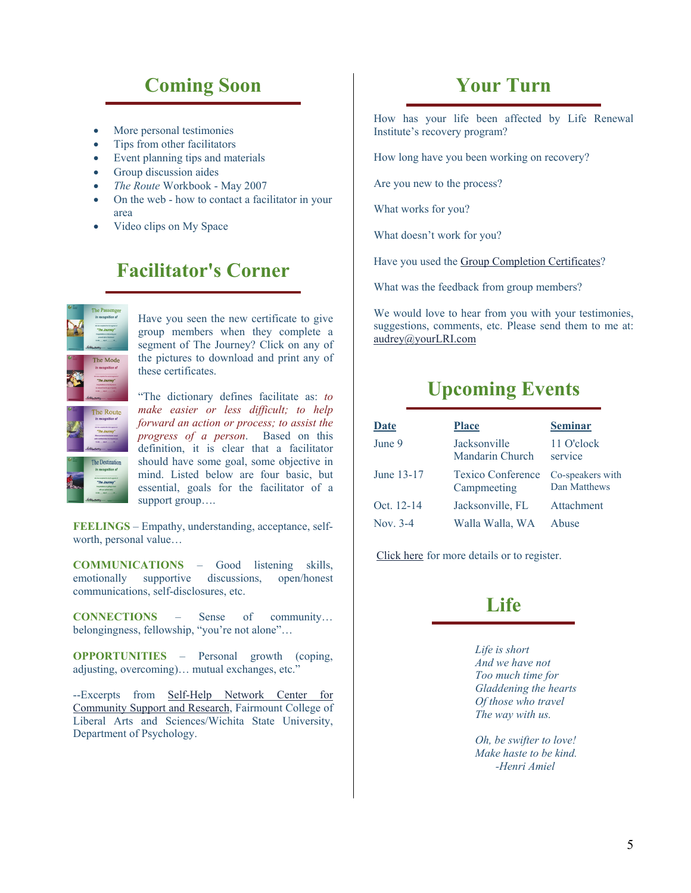## Coming Soon

- More personal testimonies
- Tips from other facilitators
- Event planning tips and materials
- Group discussion aides
- *The Route* Workbook - May 2007
- On the web - how to contact a facilitator in your area
- Video clips on My Space

## Facilitator's Corner

Have you seen the new certificate to give group members when they complete a segment of The Journey? Click on any of the pictures to download and print any of these certificates.

"The dictionary defines facilitate as: *to make easier or less difficult; to help forward an action or process; to assist the progress of a person.* Based on this definition, it is clear that a facilitator should have some goal, some objective in mind. Listed below are four basic, but essential, goals for the facilitator of a support group….

**FEELINGS** – Empathy, understanding, acceptance, self-worth, personal value…

**COMMUNICATIONS** – Good listening skills, emotionally supportive discussions, open/honest communications, self-disclosures, etc.

**CONNECTIONS** – Sense of community… belongingness, fellowship, "you're not alone"…

**OPPORTUNITIES** – Personal growth (coping, adjusting, overcoming)… mutual exchanges, etc."

--Excerpts from Self-Help Network Center for Community Support and Research, Fairmount College of Liberal Arts and Sciences/Wichita State University, Department of Psychology.

## Your Turn

How has your life been affected by Life Renewal Institute's recovery program?

How long have you been working on recovery?

Are you new to the process?

What works for you?

What doesn't work for you?

Have you used the Group Completion Certificates?

What was the feedback from group members?

We would love to hear from you with your testimonies, suggestions, comments, etc. Please send them to me at: audrey@yourLRI.com

## Upcoming Events

| Date | Place | Seminar |
|---|---|---|
| June 9 | Jacksonville Mandarin Church | 11 O'clock service |
| June 13-17 | Texico Conference Campmeeting | Co-speakers with Dan Matthews |
| Oct. 12-14 | Jacksonville, FL | Attachment |
| Nov. 3-4 | Walla Walla, WA | Abuse |

Click here for more details or to register.

## Life

*Life is short*
*And we have not*
*Too much time for*
*Gladdening the hearts*
*Of those who travel*
*The way with us.*

*Oh, be swifter to love!*
*Make haste to be kind.*
*-Henri Amiel*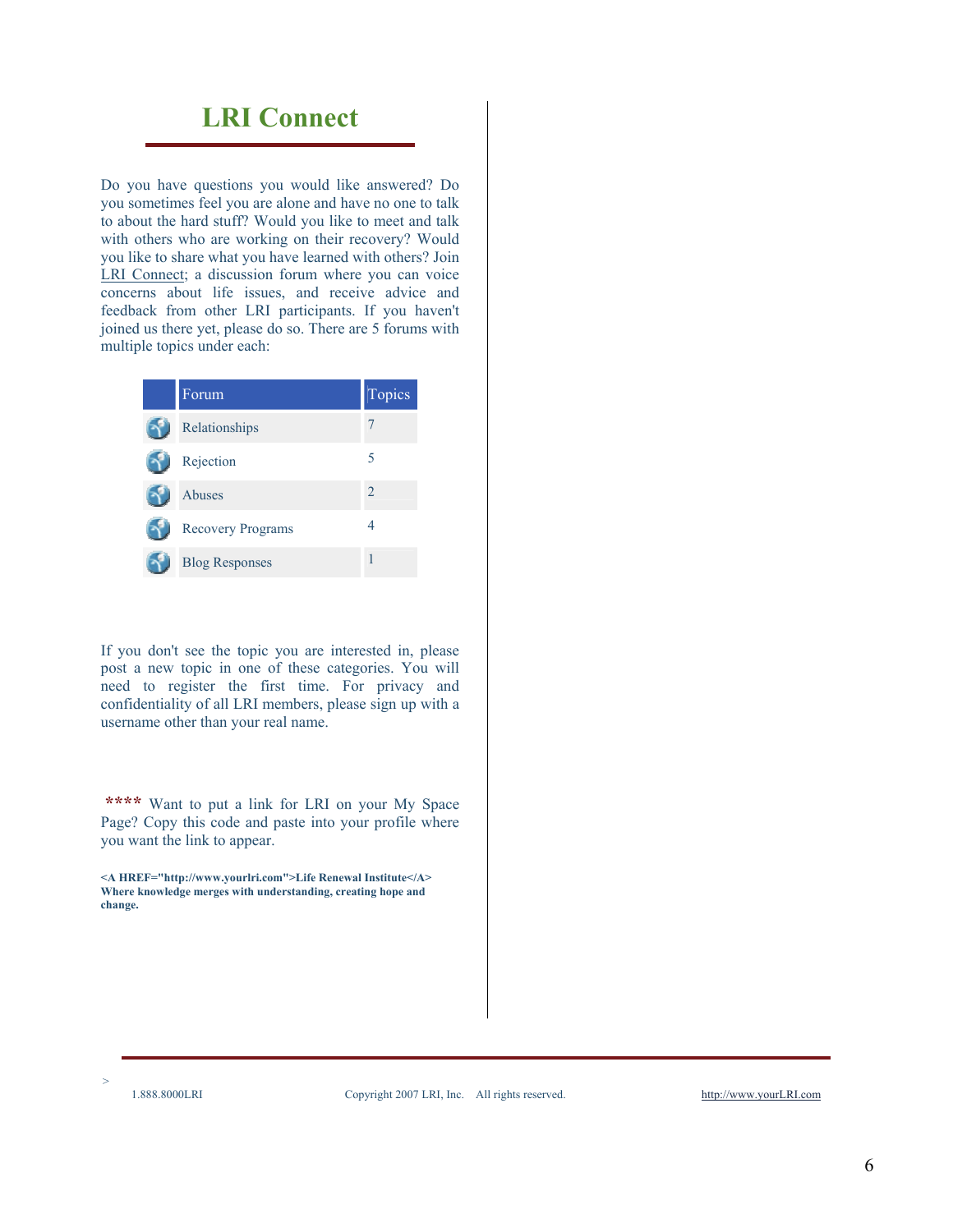# LRI Connect

Do you have questions you would like answered? Do you sometimes feel you are alone and have no one to talk to about the hard stuff? Would you like to meet and talk with others who are working on their recovery? Would you like to share what you have learned with others? Join LRI Connect; a discussion forum where you can voice concerns about life issues, and receive advice and feedback from other LRI participants. If you haven't joined us there yet, please do so. There are 5 forums with multiple topics under each:

| | Forum | Topics |
|---|---|---|
| | Relationships | 7 |
| | Rejection | 5 |
| | Abuses | 2 |
| | Recovery Programs | 4 |
| | Blog Responses | 1 |

If you don't see the topic you are interested in, please post a new topic in one of these categories. You will need to register the first time. For privacy and confidentiality of all LRI members, please sign up with a username other than your real name.

**** Want to put a link for LRI on your My Space Page? Copy this code and paste into your profile where you want the link to appear.

**<A HREF="http://www.yourlri.com">Life Renewal Institute</A> Where knowledge merges with understanding, creating hope and change.**

1.888.8000LRI    Copyright 2007 LRI, Inc. All rights reserved.    http://www.yourLRI.com